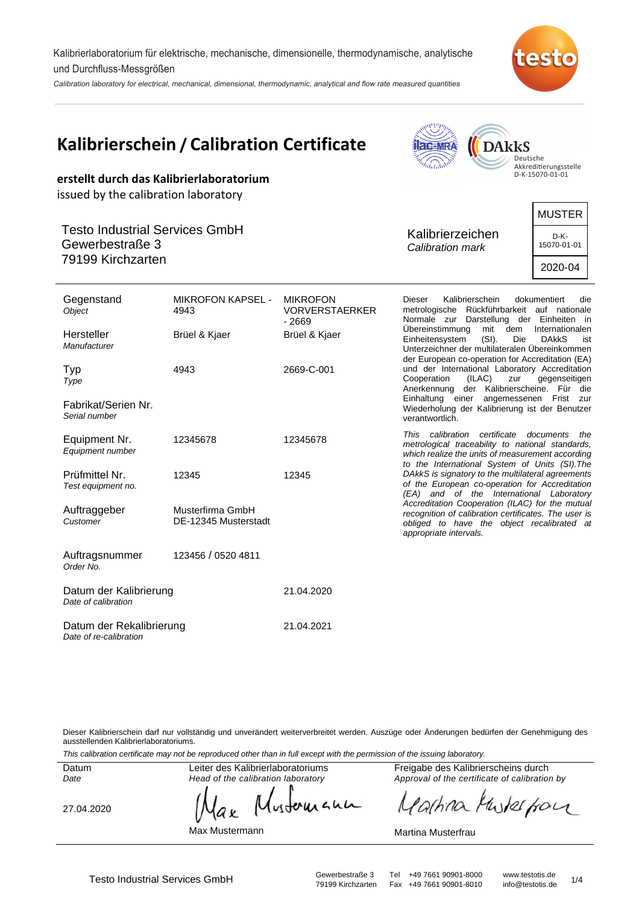Kalibrierlaboratorium für elektrische, mechanische, dimensionelle, thermodynamische, analytische und Durchfluss-Messgrößen

*Calibration laboratory for electrical, mechanical, dimensional, thermodynamic, analytical and flow rate measured quantities*

# Kalibrierschein / Calibration Certificate

DAkkS Deutsche Akkreditierungsstelle D-K-15070-01-01

**erstellt durch das Kalibrierlaboratorium**

issued by the calibration laboratory

Testo Industrial Services GmbH
Gewerbestraße 3
79199 Kirchzarten

| Kalibrierzeichen *Calibration mark* | MUSTER |
|---|---|
| | D-K-15070-01-01 |
| | 2020-04 |

| | | |
|---|---|---|
| Gegenstand *Object* | MIKROFON KAPSEL - 4943 | MIKROFON VORVERSTAERKER - 2669 |
| Hersteller *Manufacturer* | Brüel & Kjaer | Brüel & Kjaer |
| Typ *Type* | 4943 | 2669-C-001 |
| Fabrikat/Serien Nr. *Serial number* | | |
| Equipment Nr. *Equipment number* | 12345678 | 12345678 |
| Prüfmittel Nr. *Test equipment no.* | 12345 | 12345 |
| Auftraggeber *Customer* | Musterfirma GmbH DE-12345 Musterstadt | |
| Auftragsnummer *Order No.* | 123456 / 0520 4811 | |
| Datum der Kalibrierung *Date of calibration* | | 21.04.2020 |
| Datum der Rekalibrierung *Date of re-calibration* | | 21.04.2021 |

Dieser Kalibrierschein dokumentiert die metrologische Rückführbarkeit auf nationale Normale zur Darstellung der Einheiten in Übereinstimmung mit dem Internationalen Einheitensystem (SI). Die DAkkS ist Unterzeichner der multilateralen Übereinkommen der European co-operation for Accreditation (EA) und der International Laboratory Accreditation Cooperation (ILAC) zur gegenseitigen Anerkennung der Kalibrierscheine. Für die Einhaltung einer angemessenen Frist zur Wiederholung der Kalibrierung ist der Benutzer verantwortlich.

*This calibration certificate documents the metrological traceability to national standards, which realize the units of measurement according to the International System of Units (SI).The DAkkS is signatory to the multilateral agreements of the European co-operation for Accreditation (EA) and of the International Laboratory Accreditation Cooperation (ILAC) for the mutual recognition of calibration certificates. The user is obliged to have the object recalibrated at appropriate intervals.*

Dieser Kalibrierschein darf nur vollständig und unverändert weiterverbreitet werden. Auszüge oder Änderungen bedürfen der Genehmigung des ausstellenden Kalibrierlaboratoriums.

*This calibration certificate may not be reproduced other than in full except with the permission of the issuing laboratory.*

| Datum *Date* | Leiter des Kalibrierlaboratoriums *Head of the calibration laboratory* | Freigabe des Kalibrierscheins durch *Approval of the certificate of calibration by* |
|---|---|---|
| 27.04.2020 | Max Mustermann | Martina Musterfrau |

Testo Industrial Services GmbH — Gewerbestraße 3, 79199 Kirchzarten — Tel +49 7661 90901-8000, Fax +49 7661 90901-8010 — www.testotis.de, info@testotis.de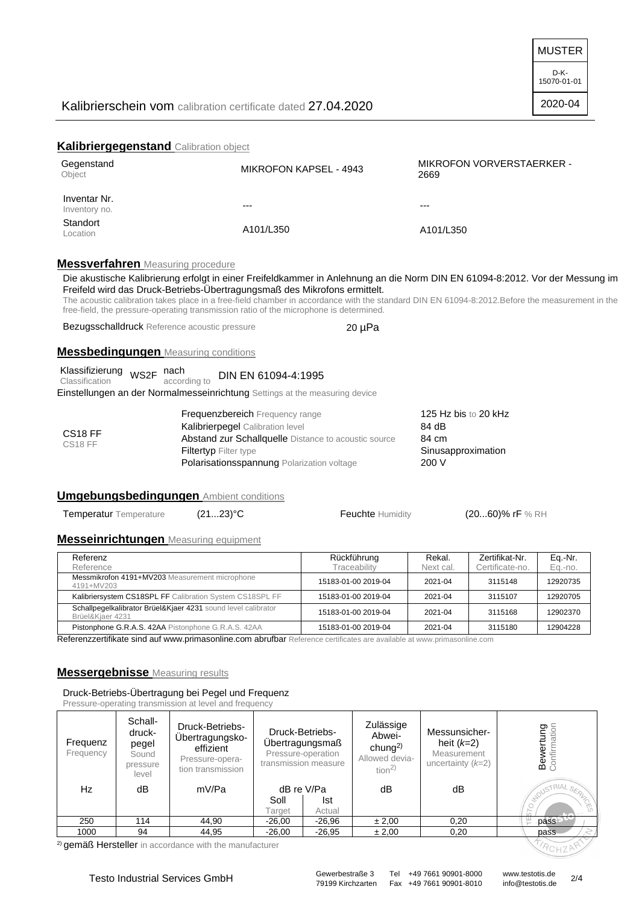MUSTER

D-K-15070-01-01

2020-04

Kalibrierschein vom calibration certificate dated 27.04.2020

## Kalibriergegenstand Calibration object

| | | |
|---|---|---|
| Gegenstand Object | MIKROFON KAPSEL - 4943 | MIKROFON VORVERSTAERKER - 2669 |
| Inventar Nr. Inventory no. | --- | --- |
| Standort Location | A101/L350 | A101/L350 |

## Messverfahren Measuring procedure

Die akustische Kalibrierung erfolgt in einer Freifeldkammer in Anlehnung an die Norm DIN EN 61094-8:2012. Vor der Messung im Freifeld wird das Druck-Betriebs-Übertragungsmaß des Mikrofons ermittelt.
The acoustic calibration takes place in a free-field chamber in accordance with the standard DIN EN 61094-8:2012.Before the measurement in the free-field, the pressure-operating transmission ratio of the microphone is determined.

Bezugsschalldruck Reference acoustic pressure 20 µPa

## Messbedingungen Measuring conditions

Klassifizierung Classification WS2F nach according to DIN EN 61094-4:1995

Einstellungen an der Normalmesseinrichtung Settings at the measuring device

CS18 FF
CS18 FF

| | |
|---|---|
| Frequenzbereich Frequency range | 125 Hz bis to 20 kHz |
| Kalibrierpegel Calibration level | 84 dB |
| Abstand zur Schallquelle Distance to acoustic source | 84 cm |
| Filtertyp Filter type | Sinusapproximation |
| Polarisationsspannung Polarization voltage | 200 V |

## Umgebungsbedingungen Ambient conditions

Temperatur Temperature (21...23)°C Feuchte Humidity (20...60)% rF % RH

## Messeinrichtungen Measuring equipment

| Referenz Reference | Rückführung Traceability | Rekal. Next cal. | Zertifikat-Nr. Certificate-no. | Eq.-Nr. Eq.-no. |
|---|---|---|---|---|
| Messmikrofon 4191+MV203 Measurement microphone 4191+MV203 | 15183-01-00 2019-04 | 2021-04 | 3115148 | 12920735 |
| Kalibriersystem CS18SPL FF Calibration System CS18SPL FF | 15183-01-00 2019-04 | 2021-04 | 3115107 | 12920705 |
| Schallpegelkalibrator Brüel&Kjaer 4231 sound level calibrator Brüel&Kjaer 4231 | 15183-01-00 2019-04 | 2021-04 | 3115168 | 12902370 |
| Pistonphone G.R.A.S. 42AA Pistonphone G.R.A.S. 42AA | 15183-01-00 2019-04 | 2021-04 | 3115180 | 12904228 |

Referenzzertifikate sind auf www.primasonline.com abrufbar Reference certificates are available at www.primasonline.com

## Messergebnisse Measuring results

Druck-Betriebs-Übertragung bei Pegel und Frequenz
Pressure-operating transmission at level and frequency

| Frequenz Frequency | Schalldruckpegel Sound pressure level | Druck-Betriebs-Übertragungskoeffizient Pressure-operation transmission | Druck-Betriebs-Übertragungsmaß Pressure-operation transmission measure | | Zulässige Abweichung[2] Allowed deviation[2] | Messunsicherheit ($k$=2) Measurement uncertainty ($k$=2) | Bewertung Confirmation |
|---|---|---|---|---|---|---|---|
| Hz | dB | mV/Pa | dB re V/Pa | | dB | dB | |
| | | | Soll Target | Ist Actual | | | |
| 250 | 114 | 44,90 | -26,00 | -26,96 | ± 2,00 | 0,20 | pass |
| 1000 | 94 | 44,95 | -26,00 | -26,95 | ± 2,00 | 0,20 | pass |

[2] gemäß Hersteller in accordance with the manufacturer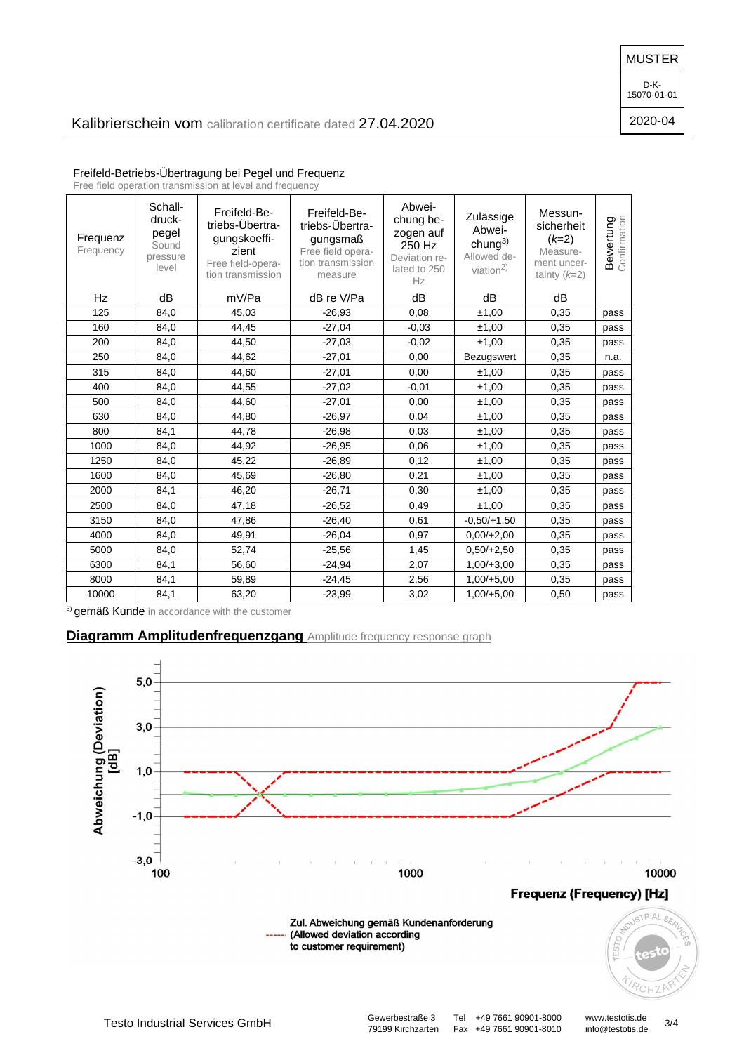MUSTER

D-K-15070-01-01

2020-04

## Kalibrierschein vom calibration certificate dated 27.04.2020

Freifeld-Betriebs-Übertragung bei Pegel und Frequenz
Free field operation transmission at level and frequency

| Frequenz Frequency | Schall-druck-pegel Sound pressure level | Freifeld-Be-triebs-Übertra-gungskoeffi-zient Free field-opera-tion transmission | Freifeld-Be-triebs-Übertra-gungsmaß Free field opera-tion transmission measure | Abwei-chung be-zogen auf 250 Hz Deviation re-lated to 250 Hz | Zulässige Abwei-chung[3] Allowed de-viation[2] | Messun-sicherheit ($k$=2) Measure-ment uncer-tainty ($k$=2) | Bewertung Confirmation |
|---|---|---|---|---|---|---|---|
| Hz | dB | mV/Pa | dB re V/Pa | dB | dB | dB | |
| 125 | 84,0 | 45,03 | -26,93 | 0,08 | ±1,00 | 0,35 | pass |
| 160 | 84,0 | 44,45 | -27,04 | -0,03 | ±1,00 | 0,35 | pass |
| 200 | 84,0 | 44,50 | -27,03 | -0,02 | ±1,00 | 0,35 | pass |
| 250 | 84,0 | 44,62 | -27,01 | 0,00 | Bezugswert | 0,35 | n.a. |
| 315 | 84,0 | 44,60 | -27,01 | 0,00 | ±1,00 | 0,35 | pass |
| 400 | 84,0 | 44,55 | -27,02 | -0,01 | ±1,00 | 0,35 | pass |
| 500 | 84,0 | 44,60 | -27,01 | 0,00 | ±1,00 | 0,35 | pass |
| 630 | 84,0 | 44,80 | -26,97 | 0,04 | ±1,00 | 0,35 | pass |
| 800 | 84,1 | 44,78 | -26,98 | 0,03 | ±1,00 | 0,35 | pass |
| 1000 | 84,0 | 44,92 | -26,95 | 0,06 | ±1,00 | 0,35 | pass |
| 1250 | 84,0 | 45,22 | -26,89 | 0,12 | ±1,00 | 0,35 | pass |
| 1600 | 84,0 | 45,69 | -26,80 | 0,21 | ±1,00 | 0,35 | pass |
| 2000 | 84,1 | 46,20 | -26,71 | 0,30 | ±1,00 | 0,35 | pass |
| 2500 | 84,0 | 47,18 | -26,52 | 0,49 | ±1,00 | 0,35 | pass |
| 3150 | 84,0 | 47,86 | -26,40 | 0,61 | -0,50/+1,50 | 0,35 | pass |
| 4000 | 84,0 | 49,91 | -26,04 | 0,97 | 0,00/+2,00 | 0,35 | pass |
| 5000 | 84,0 | 52,74 | -25,56 | 1,45 | 0,50/+2,50 | 0,35 | pass |
| 6300 | 84,1 | 56,60 | -24,94 | 2,07 | 1,00/+3,00 | 0,35 | pass |
| 8000 | 84,1 | 59,89 | -24,45 | 2,56 | 1,00/+5,00 | 0,35 | pass |
| 10000 | 84,1 | 63,20 | -23,99 | 3,02 | 1,00/+5,00 | 0,50 | pass |

[3] gemäß Kunde in accordance with the customer

## Diagramm Amplitudenfrequenzgang Amplitude frequency response graph

Abweichung (Deviation) [dB]

Frequenz (Frequency) [Hz]

----- Zul. Abweichung gemäß Kundenanforderung (Allowed deviation according to customer requirement)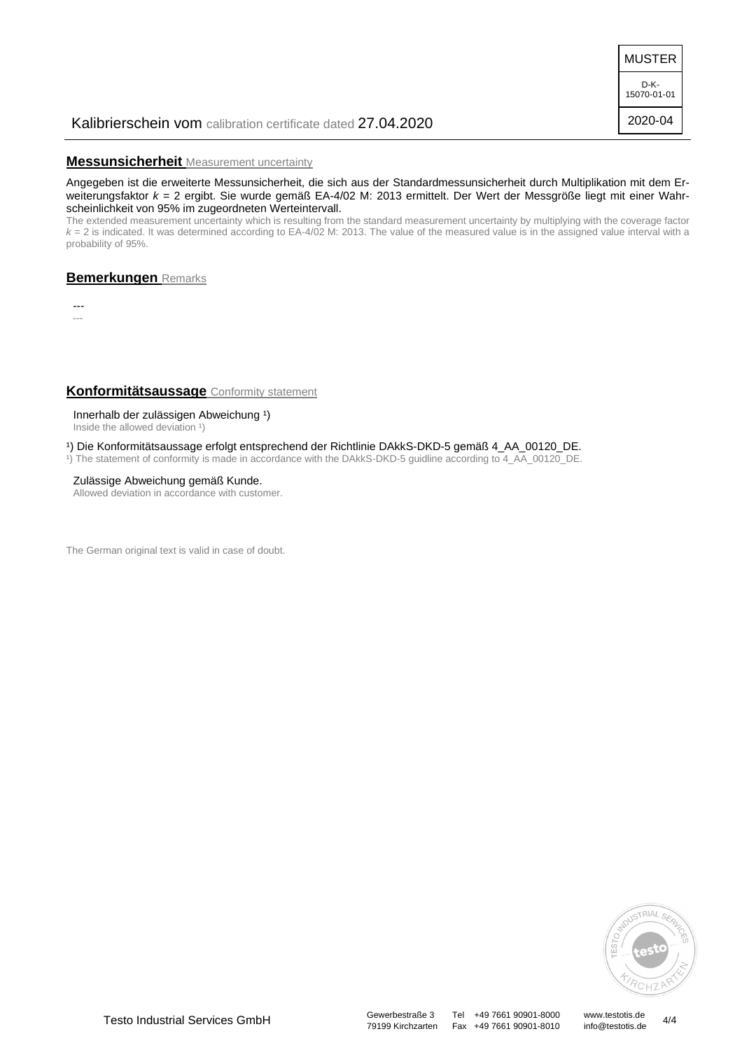MUSTER

D-K-15070-01-01

2020-04

Kalibrierschein vom calibration certificate dated 27.04.2020

## **Messunsicherheit** Measurement uncertainty

Angegeben ist die erweiterte Messunsicherheit, die sich aus der Standardmessunsicherheit durch Multiplikation mit dem Erweiterungsfaktor $k$ = 2 ergibt. Sie wurde gemäß EA-4/02 M: 2013 ermittelt. Der Wert der Messgröße liegt mit einer Wahrscheinlichkeit von 95% im zugeordneten Werteintervall.

The extended measurement uncertainty which is resulting from the standard measurement uncertainty by multiplying with the coverage factor $k$ = 2 is indicated. It was determined according to EA-4/02 M: 2013. The value of the measured value is in the assigned value interval with a probability of 95%.

## **Bemerkungen** Remarks

---

---

## **Konformitätsaussage** Conformity statement

Innerhalb der zulässigen Abweichung [1])

Inside the allowed deviation [1])

[1]) Die Konformitätsaussage erfolgt entsprechend der Richtlinie DAkkS-DKD-5 gemäß 4_AA_00120_DE.

[1]) The statement of conformity is made in accordance with the DAkkS-DKD-5 guidline according to 4_AA_00120_DE.

Zulässige Abweichung gemäß Kunde.

Allowed deviation in accordance with customer.

The German original text is valid in case of doubt.

Testo Industrial Services GmbH

Gewerbestraße 3
79199 Kirchzarten

Tel +49 7661 90901-8000
Fax +49 7661 90901-8010

www.testotis.de
info@testotis.de